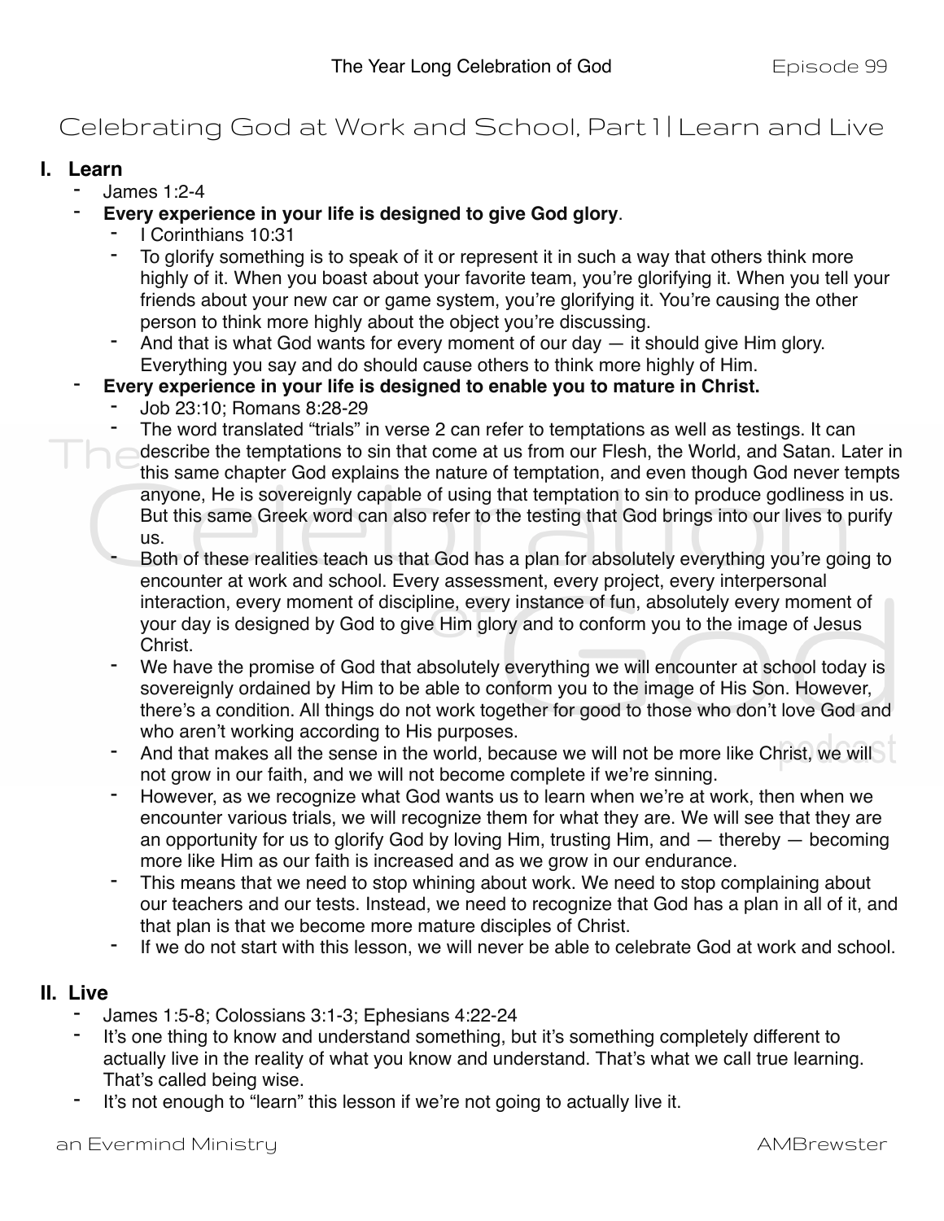# Celebrating God at Work and School, Part 1 | Learn and Live

## I. Learn

- James 1:2-4
- **Every experience in your life is designed to give God glory**.
  - I Corinthians 10:31
  - To glorify something is to speak of it or represent it in such a way that others think more highly of it. When you boast about your favorite team, you're glorifying it. When you tell your friends about your new car or game system, you're glorifying it. You're causing the other person to think more highly about the object you're discussing.
  - And that is what God wants for every moment of our day — it should give Him glory. Everything you say and do should cause others to think more highly of Him.
- **Every experience in your life is designed to enable you to mature in Christ.**
  - Job 23:10; Romans 8:28-29
  - The word translated "trials" in verse 2 can refer to temptations as well as testings. It can describe the temptations to sin that come at us from our Flesh, the World, and Satan. Later in this same chapter God explains the nature of temptation, and even though God never tempts anyone, He is sovereignly capable of using that temptation to sin to produce godliness in us. But this same Greek word can also refer to the testing that God brings into our lives to purify us.
  - Both of these realities teach us that God has a plan for absolutely everything you're going to encounter at work and school. Every assessment, every project, every interpersonal interaction, every moment of discipline, every instance of fun, absolutely every moment of your day is designed by God to give Him glory and to conform you to the image of Jesus Christ.
  - We have the promise of God that absolutely everything we will encounter at school today is sovereignly ordained by Him to be able to conform you to the image of His Son. However, there's a condition. All things do not work together for good to those who don't love God and who aren't working according to His purposes.
  - And that makes all the sense in the world, because we will not be more like Christ, we will not grow in our faith, and we will not become complete if we're sinning.
  - However, as we recognize what God wants us to learn when we're at work, then when we encounter various trials, we will recognize them for what they are. We will see that they are an opportunity for us to glorify God by loving Him, trusting Him, and — thereby — becoming more like Him as our faith is increased and as we grow in our endurance.
  - This means that we need to stop whining about work. We need to stop complaining about our teachers and our tests. Instead, we need to recognize that God has a plan in all of it, and that plan is that we become more mature disciples of Christ.
  - If we do not start with this lesson, we will never be able to celebrate God at work and school.

## II. Live

- James 1:5-8; Colossians 3:1-3; Ephesians 4:22-24
- It's one thing to know and understand something, but it's something completely different to actually live in the reality of what you know and understand. That's what we call true learning. That's called being wise.
- It's not enough to "learn" this lesson if we're not going to actually live it.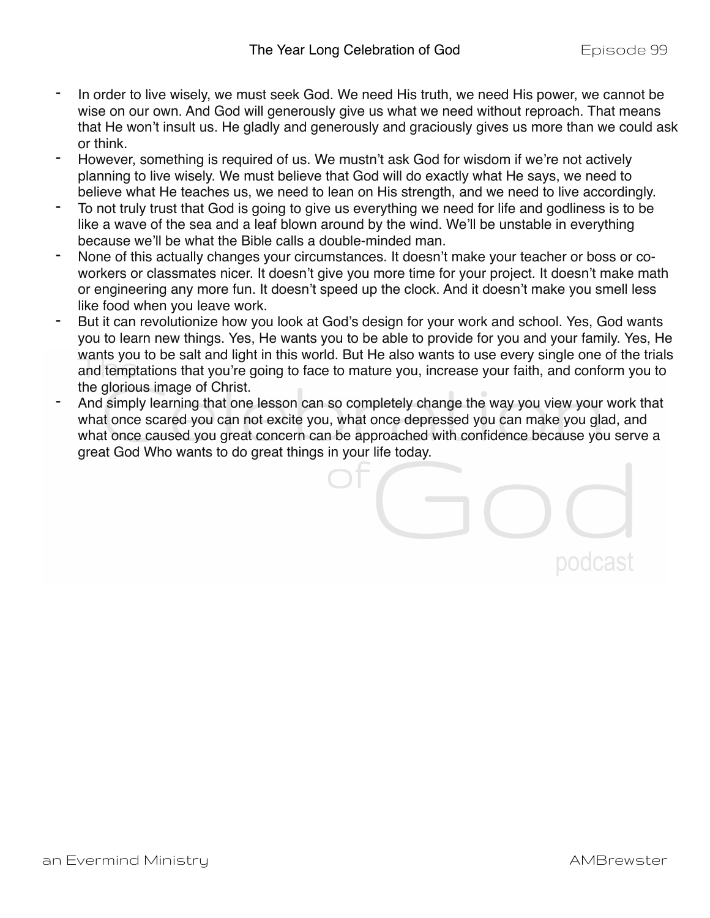- In order to live wisely, we must seek God. We need His truth, we need His power, we cannot be wise on our own. And God will generously give us what we need without reproach. That means that He won't insult us. He gladly and generously and graciously gives us more than we could ask or think.
- However, something is required of us. We mustn't ask God for wisdom if we're not actively planning to live wisely. We must believe that God will do exactly what He says, we need to believe what He teaches us, we need to lean on His strength, and we need to live accordingly.
- To not truly trust that God is going to give us everything we need for life and godliness is to be like a wave of the sea and a leaf blown around by the wind. We'll be unstable in everything because we'll be what the Bible calls a double-minded man.
- None of this actually changes your circumstances. It doesn't make your teacher or boss or co-workers or classmates nicer. It doesn't give you more time for your project. It doesn't make math or engineering any more fun. It doesn't speed up the clock. And it doesn't make you smell less like food when you leave work.
- But it can revolutionize how you look at God's design for your work and school. Yes, God wants you to learn new things. Yes, He wants you to be able to provide for you and your family. Yes, He wants you to be salt and light in this world. But He also wants to use every single one of the trials and temptations that you're going to face to mature you, increase your faith, and conform you to the glorious image of Christ.
- And simply learning that one lesson can so completely change the way you view your work that what once scared you can not excite you, what once depressed you can make you glad, and what once caused you great concern can be approached with confidence because you serve a great God Who wants to do great things in your life today.